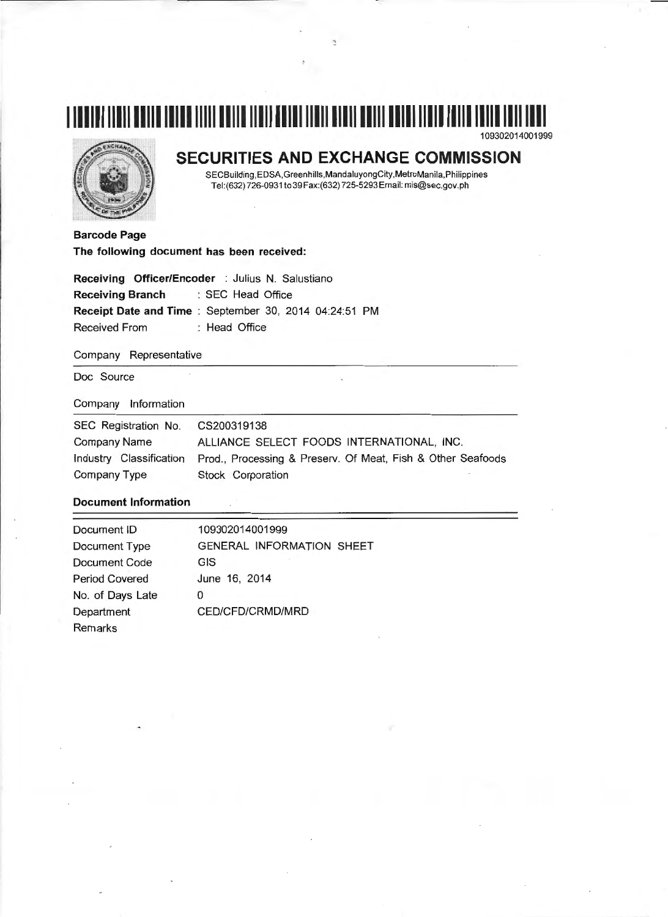109302014001999

# SECURITIES AND EXCHANGE COMMISSION

SECBuilding,EDSA,Greenhills,MandaluyongCity,MetroManila,Philippines
Tel:(632) 726-0931 to39 Fax:(632) 725-5293 Email: mis@sec.gov.ph

**Barcode Page**

**The following document has been received:**

**Receiving Officer/Encoder** : Julius N. Salustiano
**Receiving Branch** : SEC Head Office
**Receipt Date and Time** : September 30, 2014 04:24:51 PM
Received From : Head Office

Company Representative

Doc Source

Company Information

| | |
|---|---|
| SEC Registration No. | CS200319138 |
| Company Name | ALLIANCE SELECT FOODS INTERNATIONAL, INC. |
| Industry Classification | Prod., Processing & Preserv. Of Meat, Fish & Other Seafoods |
| Company Type | Stock Corporation |

**Document Information**

| | |
|---|---|
| Document ID | 109302014001999 |
| Document Type | GENERAL INFORMATION SHEET |
| Document Code | GIS |
| Period Covered | June 16, 2014 |
| No. of Days Late | 0 |
| Department | CED/CFD/CRMD/MRD |
| Remarks | |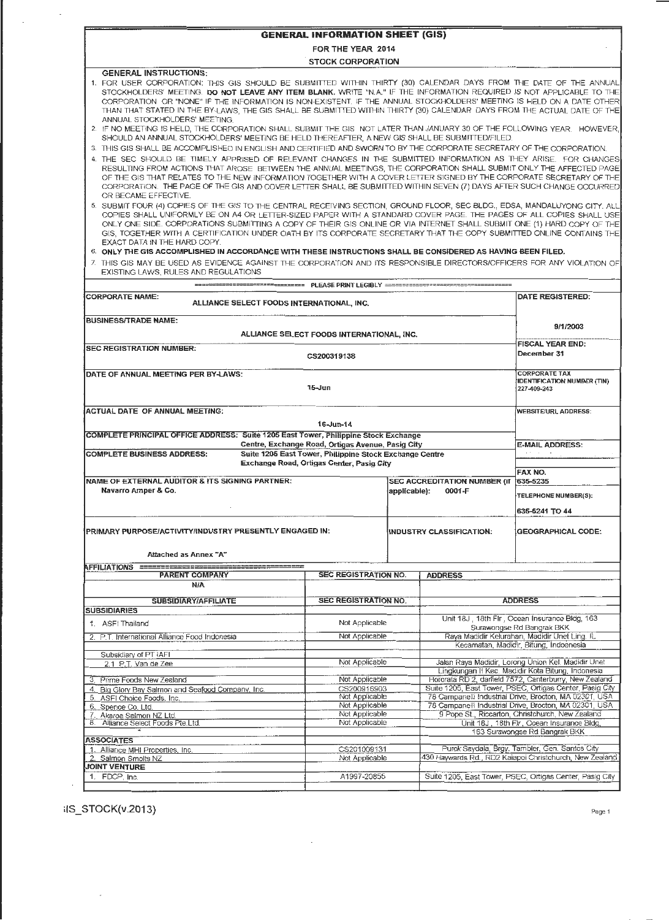# GENERAL INFORMATION SHEET (GIS)

## FOR THE YEAR 2014

## STOCK CORPORATION

**GENERAL INSTRUCTIONS:**

1. FOR USER CORPORATION: THIS GIS SHOULD BE SUBMITTED WITHIN THIRTY (30) CALENDAR DAYS FROM THE DATE OF THE ANNUAL STOCKHOLDERS' MEETING. **DO NOT LEAVE ANY ITEM BLANK.** WRITE "N.A." IF THE INFORMATION REQUIRED IS NOT APPLICABLE TO THE CORPORATION OR "NONE" IF THE INFORMATION IS NON-EXISTENT. IF THE ANNUAL STOCKHOLDERS' MEETING IS HELD ON A DATE OTHER THAN THAT STATED IN THE BY-LAWS, THE GIS SHALL BE SUBMITTED WITHIN THIRTY (30) CALENDAR DAYS FROM THE ACTUAL DATE OF THE ANNUAL STOCKHOLDERS' MEETING.
2. IF NO MEETING IS HELD, THE CORPORATION SHALL SUBMIT THE GIS NOT LATER THAN JANUARY 30 OF THE FOLLOWING YEAR. HOWEVER, SHOULD AN ANNUAL STOCKHOLDERS' MEETING BE HELD THEREAFTER, A NEW GIS SHALL BE SUBMITTED/FILED.
3. THIS GIS SHALL BE ACCOMPLISHED IN ENGLISH AND CERTIFIED AND SWORN TO BY THE CORPORATE SECRETARY OF THE CORPORATION.
4. THE SEC SHOULD BE TIMELY APPRISED OF RELEVANT CHANGES IN THE SUBMITTED INFORMATION AS THEY ARISE. FOR CHANGES RESULTING FROM ACTIONS THAT AROSE BETWEEN THE ANNUAL MEETINGS, THE CORPORATION SHALL SUBMIT ONLY THE AFFECTED PAGE OF THE GIS THAT RELATES TO THE NEW INFORMATION TOGETHER WITH A COVER LETTER SIGNED BY THE CORPORATE SECRETARY OF THE CORPORATION. **THE PAGE OF THE GIS AND COVER LETTER SHALL BE SUBMITTED WITHIN SEVEN (7) DAYS AFTER SUCH CHANGE OCCURRED OR BECAME EFFECTIVE.**
5. SUBMIT FOUR (4) COPIES OF THE GIS TO THE CENTRAL RECEIVING SECTION, GROUND FLOOR, SEC BLDG., EDSA, MANDALUYONG CITY. ALL COPIES SHALL UNIFORMLY BE ON A4 OR LETTER-SIZED PAPER WITH A STANDARD COVER PAGE. THE PAGES OF ALL COPIES SHALL USE ONLY ONE SIDE. CORPORATIONS SUBMITTING A COPY OF THEIR GIS ONLINE OR VIA INTERNET SHALL SUBMIT ONE (1) HARD COPY OF THE GIS, TOGETHER WITH A CERTIFICATION UNDER OATH BY ITS CORPORATE SECRETARY THAT THE COPY SUBMITTED ONLINE CONTAINS THE EXACT DATA IN THE HARD COPY.
6. **ONLY THE GIS ACCOMPLISHED IN ACCORDANCE WITH THESE INSTRUCTIONS SHALL BE CONSIDERED AS HAVING BEEN FILED.**
7. THIS GIS MAY BE USED AS EVIDENCE AGAINST THE CORPORATION AND ITS RESPONSIBLE DIRECTORS/OFFICERS FOR ANY VIOLATION OF EXISTING LAWS, RULES AND REGULATIONS

PLEASE PRINT LEGIBLY

| | | |
|---|---|---|
| **CORPORATE NAME:** ALLIANCE SELECT FOODS INTERNATIONAL, INC. | | **DATE REGISTERED:** |
| **BUSINESS/TRADE NAME:** ALLIANCE SELECT FOODS INTERNATIONAL, INC. | | 9/1/2003 |
| **SEC REGISTRATION NUMBER:** CS200319138 | | **FISCAL YEAR END:** December 31 |
| **DATE OF ANNUAL MEETING PER BY-LAWS:** 15-Jun | | **CORPORATE TAX IDENTIFICATION NUMBER (TIN)** 227-409-243 |
| **ACTUAL DATE OF ANNUAL MEETING:** 16-Jun-14 | | **WEBSITE/URL ADDRESS:** |
| **COMPLETE PRINCIPAL OFFICE ADDRESS:** Suite 1205 East Tower, Philippine Stock Exchange Centre, Exchange Road, Ortigas Avenue, Pasig City | | **E-MAIL ADDRESS:** |
| **COMPLETE BUSINESS ADDRESS:** Suite 1205 East Tower, Philippine Stock Exchange Centre Exchange Road, Ortigas Center, Pasig City | | **FAX NO.** 635-5235 |
| **NAME OF EXTERNAL AUDITOR & ITS SIGNING PARTNER:** Navarro Amper & Co. | **SEC ACCREDITATION NUMBER (if applicable):** 0001-F | **TELEPHONE NUMBER(S):** 635-5241 TO 44 |
| **PRIMARY PURPOSE/ACTIVITY/INDUSTRY PRESENTLY ENGAGED IN:** Attached as Annex "A" | **INDUSTRY CLASSIFICATION:** | **GEOGRAPHICAL CODE:** |

**AFFILIATIONS**

| PARENT COMPANY | SEC REGISTRATION NO. | ADDRESS |
|---|---|---|
| N/A | | |

| SUBSIDIARY/AFFILIATE | SEC REGISTRATION NO. | ADDRESS |
|---|---|---|
| **SUBSIDIARIES** | | |
| 1. ASFI Thailand | Not Applicable | Unit 18J , 18th Flr , Ocean Insurance Bldg, 163 Surawongse Rd Bangrak BKK |
| 2. P.T. International Alliance Food Indonesia | Not Applicable | Raya Madidir Kelurahan, Madidir Unet Ling. II, Kecamatan, Madidir, Bitung, Indonesia |
| Subsidiary of PT IAFI | | |
| 2.1 P.T. Van de Zee | Not Applicable | Jalan Raya Madidir, Lorong Union Kel. Madidir Unet Lingkungan II Kec. Madidir Kota Bitung, Indonesia |
| 3. Prime Foods New Zealand | Not Applicable | Hororata RD 2, darfield 7572, Canterbury, New Zealand |
| 4. Big Glory Bay Salmon and Seafood Company, Inc. | CS200916903 | Suite 1205, East Tower, PSEC, Ortigas Center, Pasig City |
| 5. ASFI Choice Foods, Inc. | Not Applicable | 76 Campanelli Industrial Drive, Brocton, MA 02301, USA |
| 6. Spence Co. Ltd. | Not Applicable | 76 Campanelli Industrial Drive, Brocton, MA 02301, USA |
| 7. Akaroa Salmon NZ Ltd. | Not Applicable | 9 Pope St., Riccarton, Christchurch, New Zealand |
| 8. Alliance Select Foods Pte.Ltd. | Not Applicable | Unit 18J , 18th Flr , Ocean Insurance Bldg, 163 Surawongse Rd Bangrak BKK |
| **ASSOCIATES** | | |
| 1. Alliance MHI Properties, Inc. | CS201009131 | Purok Saydala, Brgy. Tambler, Gen. Santos City |
| 2. Salmon Smolts NZ | Not Applicable | 430 Haywards Rd., RD2 Kaiapoi Christchurch, New Zealand |
| **JOINT VENTURE** | | |
| 1. FDCP, Inc. | A1997-20855 | Suite 1205, East Tower, PSEC, Ortigas Center, Pasig City |

GIS_STOCK(v.2013)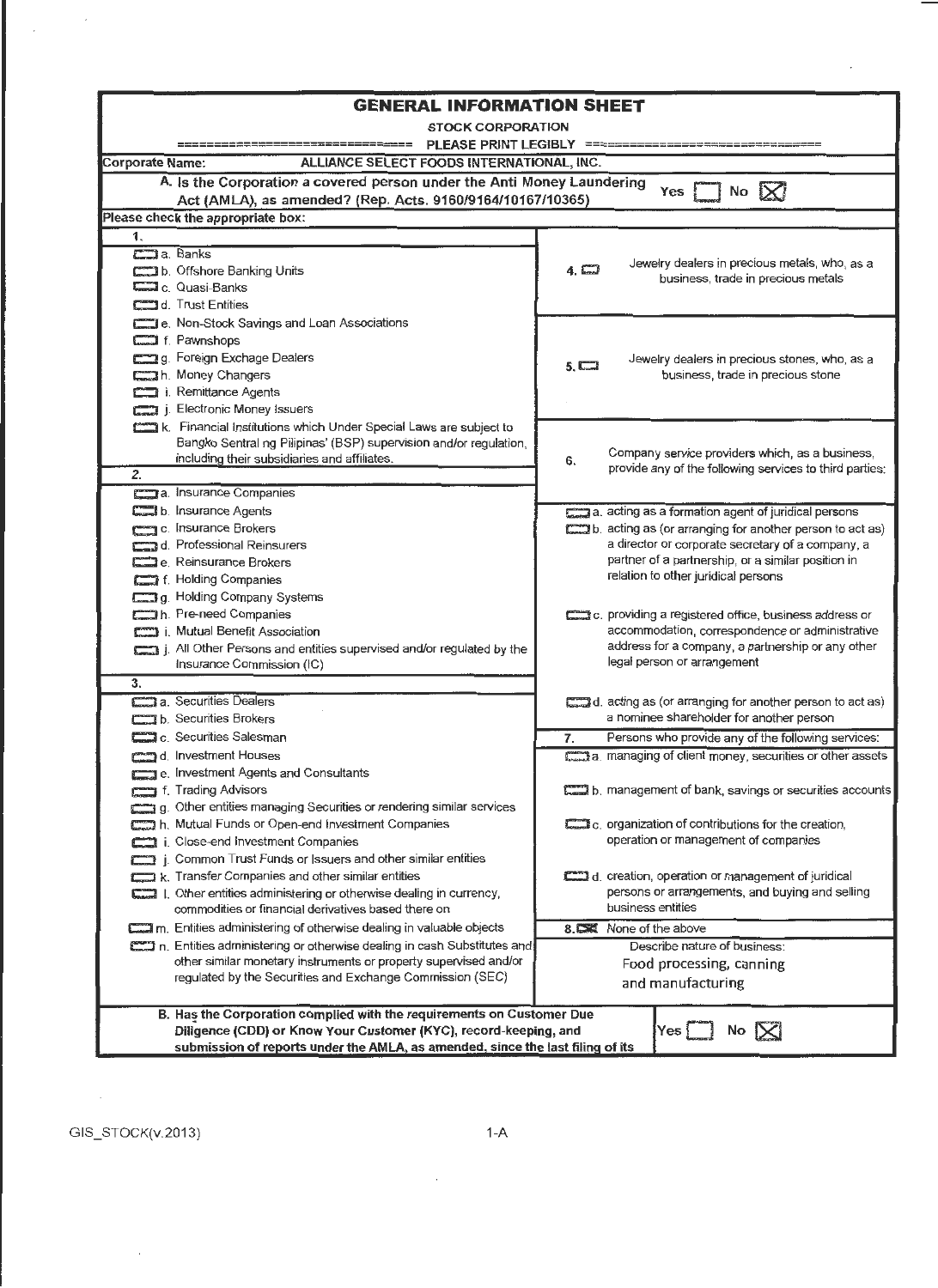# GENERAL INFORMATION SHEET

**STOCK CORPORATION**

=============================== PLEASE PRINT LEGIBLY ===============================

**Corporate Name:** ALLIANCE SELECT FOODS INTERNATIONAL, INC.

**A. Is the Corporation a covered person under the Anti Money Laundering Act (AMLA), as amended? (Rep. Acts. 9160/9164/10167/10365)** Yes [ ] No [X]

**Please check the appropriate box:**

**1.**

- [ ] a. Banks
- [ ] b. Offshore Banking Units
- [ ] c. Quasi-Banks
- [ ] d. Trust Entities
- [ ] e. Non-Stock Savings and Loan Associations
- [ ] f. Pawnshops
- [ ] g. Foreign Exchage Dealers
- [ ] h. Money Changers
- [ ] i. Remittance Agents
- [ ] j. Electronic Money Issuers
- [ ] k. Financial Institutions which Under Special Laws are subject to Bangko Sentral ng Pilipinas' (BSP) supervision and/or regulation, including their subsidiaries and affiliates.

**2.**

- [ ] a. Insurance Companies
- [ ] b. Insurance Agents
- [ ] c. Insurance Brokers
- [ ] d. Professional Reinsurers
- [ ] e. Reinsurance Brokers
- [ ] f. Holding Companies
- [ ] g. Holding Company Systems
- [ ] h. Pre-need Companies
- [ ] i. Mutual Benefit Association
- [ ] j. All Other Persons and entities supervised and/or regulated by the Insurance Commission (IC)

**3.**

- [ ] a. Securities Dealers
- [ ] b. Securities Brokers
- [ ] c. Securities Salesman
- [ ] d. Investment Houses
- [ ] e. Investment Agents and Consultants
- [ ] f. Trading Advisors
- [ ] g. Other entities managing Securities or rendering similar services
- [ ] h. Mutual Funds or Open-end Investment Companies
- [ ] i. Close-end Investment Companies
- [ ] j. Common Trust Funds or Issuers and other similar entities
- [ ] k. Transfer Companies and other similar entities
- [ ] l. Other entities administering or otherwise dealing in currency, commodities or financial derivatives based there on
- [ ] m. Entities administering of otherwise dealing in valuable objects
- [ ] n. Entities administering or otherwise dealing in cash Substitutes and other similar monetary instruments or property supervised and/or regulated by the Securities and Exchange Commission (SEC)

**4.** [ ] Jewelry dealers in precious metals, who, as a business, trade in precious metals

**5.** [ ] Jewelry dealers in precious stones, who, as a business, trade in precious stone

**6.** Company service providers which, as a business, provide any of the following services to third parties:

- [ ] a. acting as a formation agent of juridical persons
- [ ] b. acting as (or arranging for another person to act as) a director or corporate secretary of a company, a partner of a partnership, or a similar position in relation to other juridical persons
- [ ] c. providing a registered office, business address or accommodation, correspondence or administrative address for a company, a partnership or any other legal person or arrangement
- [ ] d. acting as (or arranging for another person to act as) a nominee shareholder for another person

**7.** Persons who provide any of the following services:

- [ ] a. managing of client money, securities or other assets
- [ ] b. management of bank, savings or securities accounts
- [ ] c. organization of contributions for the creation, operation or management of companies
- [ ] d. creation, operation or management of juridical persons or arrangements, and buying and selling business entities

**8.** [X] None of the above

Describe nature of business: Food processing, canning and manufacturing

**B. Has the Corporation complied with the requirements on Customer Due Diligence (CDD) or Know Your Customer (KYC), record-keeping, and submission of reports under the AMLA, as amended, since the last filing of its** Yes [ ] No [X]

GIS_STOCK(v.2013)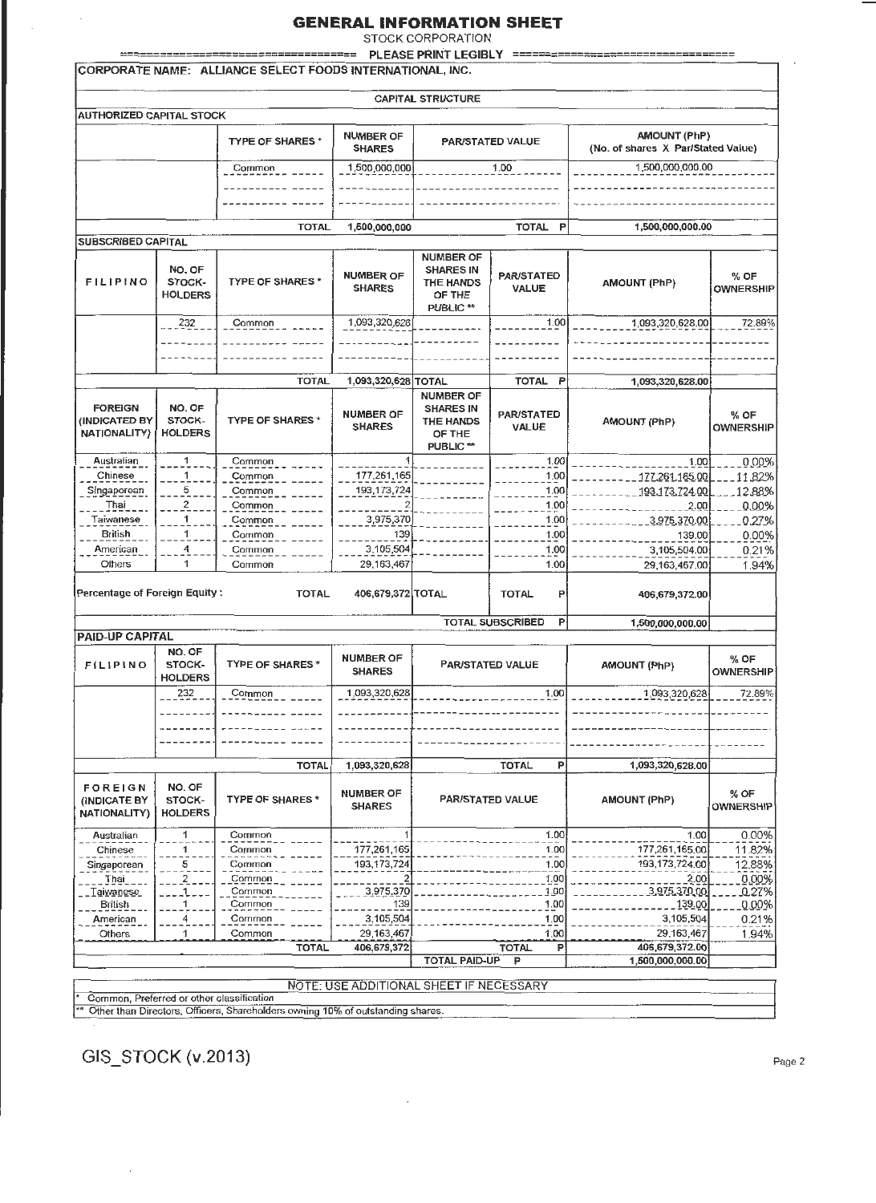# GENERAL INFORMATION SHEET

STOCK CORPORATION

PLEASE PRINT LEGIBLY

**CORPORATE NAME: ALLIANCE SELECT FOODS INTERNATIONAL, INC.**

## CAPITAL STRUCTURE

**AUTHORIZED CAPITAL STOCK**

| | TYPE OF SHARES * | NUMBER OF SHARES | PAR/STATED VALUE | AMOUNT (PhP) (No. of shares X Par/Stated Value) |
|---|---|---|---|---|
| | Common | 1,500,000,000 | 1.00 | 1,500,000,000.00 |
| | TOTAL | 1,500,000,000 | TOTAL P | 1,500,000,000.00 |

**SUBSCRIBED CAPITAL**

| FILIPINO | NO. OF STOCK-HOLDERS | TYPE OF SHARES * | NUMBER OF SHARES | NUMBER OF SHARES IN THE HANDS OF THE PUBLIC ** | PAR/STATED VALUE | AMOUNT (PhP) | % OF OWNERSHIP |
|---|---|---|---|---|---|---|---|
| | 232 | Common | 1,093,320,628 | | 1.00 | 1,093,320,628.00 | 72.89% |
| | | TOTAL | 1,093,320,628 | TOTAL | TOTAL P | 1,093,320,628.00 | |

| FOREIGN (INDICATED BY NATIONALITY) | NO. OF STOCK-HOLDERS | TYPE OF SHARES * | NUMBER OF SHARES | NUMBER OF SHARES IN THE HANDS OF THE PUBLIC ** | PAR/STATED VALUE | AMOUNT (PhP) | % OF OWNERSHIP |
|---|---|---|---|---|---|---|---|
| Australian | 1 | Common | 1 | | 1.00 | 1.00 | 0.00% |
| Chinese | 1 | Common | 177,261,165 | | 1.00 | 177,261,165.00 | 11.82% |
| Singaporean | 5 | Common | 193,173,724 | | 1.00 | 193,173,724.00 | 12.88% |
| Thai | 2 | Common | 2 | | 1.00 | 2.00 | 0.00% |
| Taiwanese | 1 | Common | 3,975,370 | | 1.00 | 3,975,370.00 | 0.27% |
| British | 1 | Common | 139 | | 1.00 | 139.00 | 0.00% |
| American | 4 | Common | 3,105,504 | | 1.00 | 3,105,504.00 | 0.21% |
| Others | 1 | Common | 29,163,467 | | 1.00 | 29,163,467.00 | 1.94% |
| Percentage of Foreign Equity : | | TOTAL | 406,679,372 | TOTAL | TOTAL P | 406,679,372.00 | |
| | | | | | TOTAL SUBSCRIBED P | 1,500,000,000.00 | |

**PAID-UP CAPITAL**

| FILIPINO | NO. OF STOCK-HOLDERS | TYPE OF SHARES * | NUMBER OF SHARES | PAR/STATED VALUE | AMOUNT (PhP) | % OF OWNERSHIP |
|---|---|---|---|---|---|---|
| | 232 | Common | 1,093,320,628 | 1.00 | 1,093,320,628 | 72.89% |
| | | TOTAL | 1,093,320,628 | TOTAL P | 1,093,320,628.00 | |

| FOREIGN (INDICATE BY NATIONALITY) | NO. OF STOCK-HOLDERS | TYPE OF SHARES * | NUMBER OF SHARES | PAR/STATED VALUE | AMOUNT (PhP) | % OF OWNERSHIP |
|---|---|---|---|---|---|---|
| Australian | 1 | Common | 1 | 1.00 | 1.00 | 0.00% |
| Chinese | 1 | Common | 177,261,165 | 1.00 | 177,261,165.00 | 11.82% |
| Singaporean | 5 | Common | 193,173,724 | 1.00 | 193,173,724.00 | 12.88% |
| Thai | 2 | Common | 2 | 1.00 | 2.00 | 0.00% |
| Taiwanese | 1 | Common | 3,975,370 | 1.00 | 3,975,370.00 | 0.27% |
| British | 1 | Common | 139 | 1.00 | 139.00 | 0.00% |
| American | 4 | Common | 3,105,504 | 1.00 | 3,105,504 | 0.21% |
| Others | 1 | Common | 29,163,467 | 1.00 | 29,163,467 | 1.94% |
| | | TOTAL | 406,679,372 | TOTAL P | 406,679,372.00 | |
| | | | | TOTAL PAID-UP P | 1,500,000,000.00 | |

NOTE: USE ADDITIONAL SHEET IF NECESSARY

\* Common, Preferred or other classification

\*\* Other than Directors, Officers, Shareholders owning 10% of outstanding shares.

GIS_STOCK (v.2013)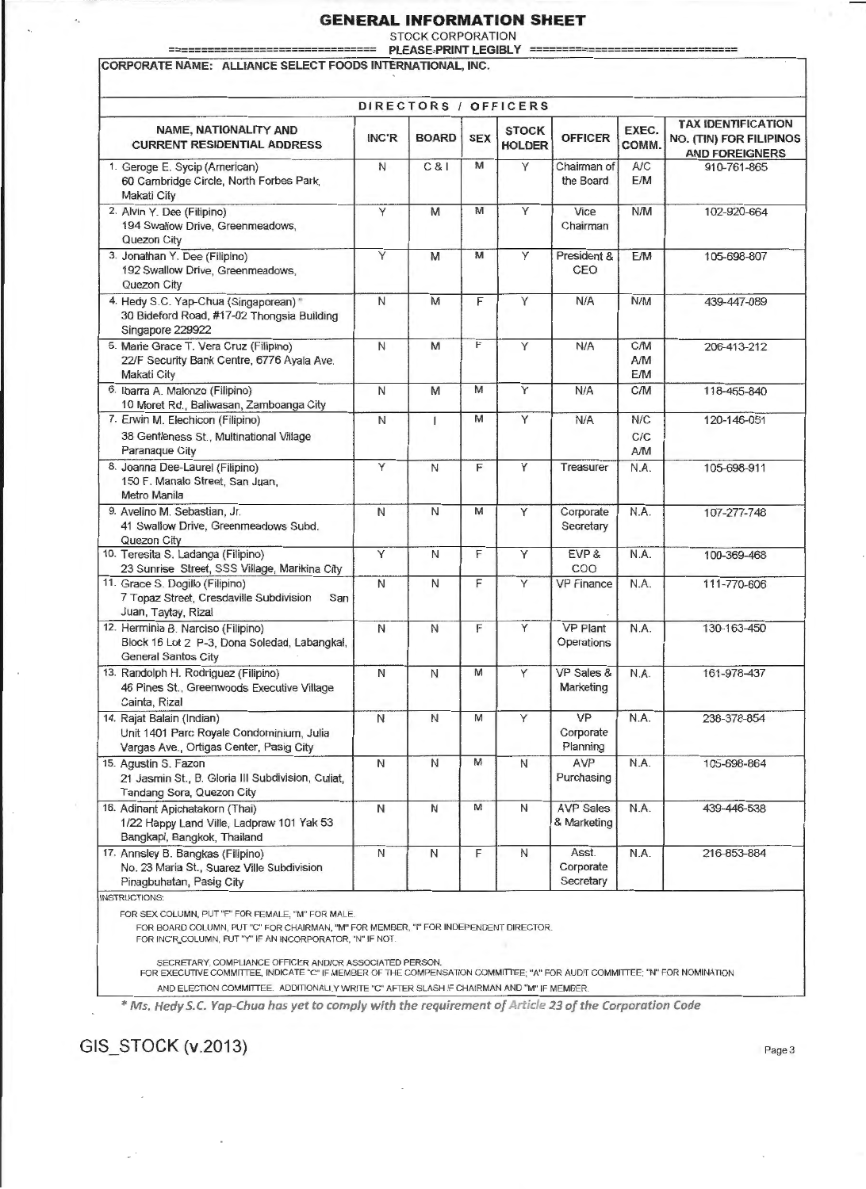# GENERAL INFORMATION SHEET

STOCK CORPORATION

PLEASE PRINT LEGIBLY

**CORPORATE NAME: ALLIANCE SELECT FOODS INTERNATIONAL, INC.**

## DIRECTORS / OFFICERS

| NAME, NATIONALITY AND CURRENT RESIDENTIAL ADDRESS | INC'R | BOARD | SEX | STOCK HOLDER | OFFICER | EXEC. COMM. | TAX IDENTIFICATION NO. (TIN) FOR FILIPINOS AND FOREIGNERS |
|---|---|---|---|---|---|---|---|
| 1. Geroge E. Sycip (American) 60 Cambridge Circle, North Forbes Park, Makati City | N | C & I | M | Y | Chairman of the Board | A/C E/M | 910-761-865 |
| 2. Alvin Y. Dee (Filipino) 194 Swallow Drive, Greenmeadows, Quezon City | Y | M | M | Y | Vice Chairman | N/M | 102-920-664 |
| 3. Jonathan Y. Dee (Filipino) 192 Swallow Drive, Greenmeadows, Quezon City | Y | M | M | Y | President & CEO | E/M | 105-698-807 |
| 4. Hedy S.C. Yap-Chua (Singaporean) * 30 Bideford Road, #17-02 Thongsia Building Singapore 229922 | N | M | F | Y | N/A | N/M | 439-447-089 |
| 5. Marie Grace T. Vera Cruz (Filipino) 22/F Security Bank Centre, 6776 Ayala Ave. Makati City | N | M | F | Y | N/A | C/M A/M E/M | 206-413-212 |
| 6. Ibarra A. Malonzo (Filipino) 10 Moret Rd., Baliwasan, Zamboanga City | N | M | M | Y | N/A | C/M | 118-455-840 |
| 7. Erwin M. Elechicon (Filipino) 38 Gentleness St., Multinational Village Paranaque City | N | I | M | Y | N/A | N/C C/C A/M | 120-146-051 |
| 8. Joanna Dee-Laurel (Filipino) 150 F. Manalo Street, San Juan, Metro Manila | Y | N | F | Y | Treasurer | N.A. | 105-698-911 |
| 9. Avelino M. Sebastian, Jr. 41 Swallow Drive, Greenmeadows Subd. Quezon City | N | N | M | Y | Corporate Secretary | N.A. | 107-277-748 |
| 10. Teresita S. Ladanga (Filipino) 23 Sunrise Street, SSS Village, Marikina City | Y | N | F | Y | EVP & COO | N.A. | 100-369-468 |
| 11. Grace S. Dogillo (Filipino) 7 Topaz Street, Cresdaville Subdivision San Juan, Taytay, Rizal | N | N | F | Y | VP Finance | N.A. | 111-770-606 |
| 12. Herminia B. Narciso (Filipino) Block 16 Lot 2 P-3, Dona Soledad, Labangkal, General Santos City | N | N | F | Y | VP Plant Operations | N.A. | 130-163-450 |
| 13. Randolph H. Rodriguez (Filipino) 46 Pines St., Greenwoods Executive Village Cainta, Rizal | N | N | M | Y | VP Sales & Marketing | N.A. | 161-978-437 |
| 14. Rajat Balain (Indian) Unit 1401 Parc Royale Condominium, Julia Vargas Ave., Ortigas Center, Pasig City | N | N | M | Y | VP Corporate Planning | N.A. | 238-378-854 |
| 15. Agustin S. Fazon 21 Jasmin St., B. Gloria III Subdivision, Culiat, Tandang Sora, Quezon City | N | N | M | N | AVP Purchasing | N.A. | 105-698-864 |
| 16. Adinant Apichatakorn (Thai) 1/22 Happy Land Ville, Ladpraw 101 Yak 53 Bangkapi, Bangkok, Thailand | N | N | M | N | AVP Sales & Marketing | N.A. | 439-446-538 |
| 17. Annsley B. Bangkas (Filipino) No. 23 Maria St., Suarez Ville Subdivision Pinagbuhatan, Pasig City | N | N | F | N | Asst. Corporate Secretary | N.A. | 216-853-884 |

INSTRUCTIONS:

FOR SEX COLUMN, PUT "F" FOR FEMALE, "M" FOR MALE.

FOR BOARD COLUMN, PUT "C" FOR CHAIRMAN, "M" FOR MEMBER, "I" FOR INDEPENDENT DIRECTOR.

FOR INC'R COLUMN, PUT "Y" IF AN INCORPORATOR, "N" IF NOT.

SECRETARY, COMPLIANCE OFFICER AND/OR ASSOCIATED PERSON.

FOR EXECUTIVE COMMITTEE, INDICATE "C" IF MEMBER OF THE COMPENSATION COMMITTEE; "A" FOR AUDIT COMMITTEE; "N" FOR NOMINATION AND ELECTION COMMITTEE. ADDITIONALLY WRITE "C" AFTER SLASH IF CHAIRMAN AND "M" IF MEMBER.

*\* Ms. Hedy S.C. Yap-Chua has yet to comply with the requirement of Article 23 of the Corporation Code*

GIS_STOCK (v.2013)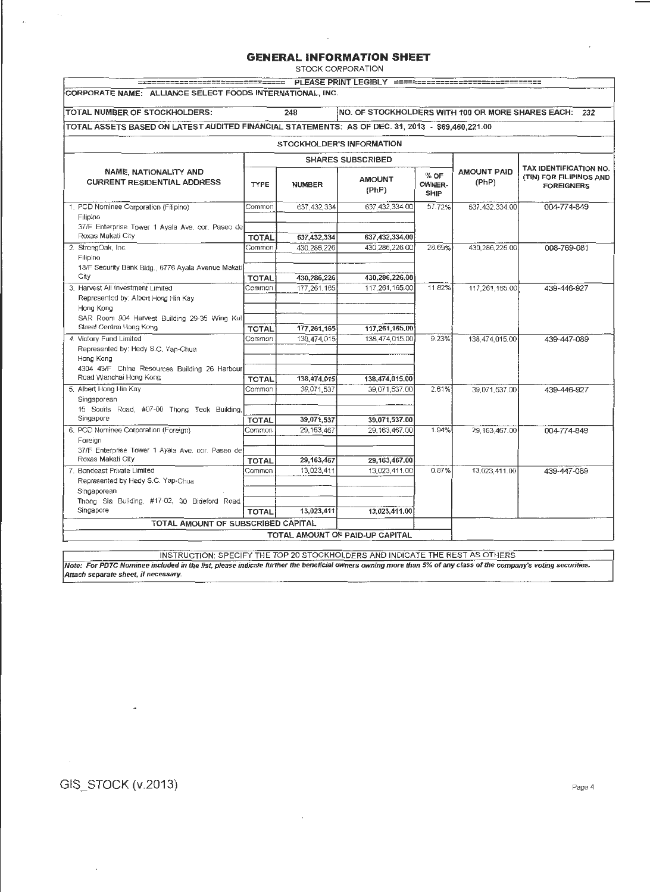# GENERAL INFORMATION SHEET

STOCK CORPORATION

=============================== PLEASE PRINT LEGIBLY ===============================

**CORPORATE NAME:** ALLIANCE SELECT FOODS INTERNATIONAL, INC.

**TOTAL NUMBER OF STOCKHOLDERS:** 248

**NO. OF STOCKHOLDERS WITH 100 OR MORE SHARES EACH:** 232

**TOTAL ASSETS BASED ON LATEST AUDITED FINANCIAL STATEMENTS:** AS OF DEC. 31, 2013 - $69,460,221.00

## STOCKHOLDER'S INFORMATION

| NAME, NATIONALITY AND CURRENT RESIDENTIAL ADDRESS | SHARES SUBSCRIBED | | | | AMOUNT PAID (PhP) | TAX IDENTIFICATION NO. (TIN) FOR FILIPINOS AND FOREIGNERS |
|---|---|---|---|---|---|---|
| | TYPE | NUMBER | AMOUNT (PhP) | % OF OWNER-SHIP | | |
| 1. PCD Nominee Corporation (Filipino)<br>Filipino<br>37/F Enterprise Tower 1 Ayala Ave. cor. Paseo de Roxas Makati City | Common | 637,432,334 | 637,432,334.00 | 57.72% | 637,432,334.00 | 004-774-849 |
| | **TOTAL** | **637,432,334** | **637,432,334.00** | | | |
| 2. StrongOak, Inc.<br>Filipino<br>18/F Security Bank Bldg., 6776 Ayala Avenue Makati City | Common | 430,286,226 | 430,286,226.00 | 28.69% | 430,286,226.00 | 008-769-081 |
| | **TOTAL** | **430,286,226** | **430,286,226.00** | | | |
| 3. Harvest All Investment Limited<br>Represented by: Albert Hong Hin Kay<br>Hong Kong<br>SAR Room 904 Harvest Building 29-35 Wing Kut Street Central Hong Kong | Common | 177,261,165 | 117,261,165.00 | 11.82% | 117,261,165.00 | 439-446-927 |
| | **TOTAL** | **177,261,165** | **117,261,165.00** | | | |
| 4. Victory Fund Limited<br>Represented by: Hedy S.C. Yap-Chua<br>Hong Kong<br>4304 43/F China Resources Building 26 Harbour Road Wanchai Hong Kong | Common | 138,474,015 | 138,474,015.00 | 9.23% | 138,474,015.00 | 439-447-089 |
| | **TOTAL** | **138,474,015** | **138,474,015.00** | | | |
| 5. Albert Hong Hin Kay<br>Singaporean<br>15 Scotts Road, #07-00 Thong Teck Building, Singapore | Common | 39,071,537 | 39,071,537.00 | 2.61% | 39,071,537.00 | 439-446-927 |
| | **TOTAL** | **39,071,537** | **39,071,537.00** | | | |
| 6. PCD Nominee Corporation (Foreign)<br>Foreign<br>37/F Enterprise Tower 1 Ayala Ave. cor. Paseo de Roxas Makati City | Common | 29,163,467 | 29,163,467.00 | 1.94% | 29,163,467.00 | 004-774-849 |
| | **TOTAL** | **29,163,467** | **29,163,467.00** | | | |
| 7. Bondeast Private Limited<br>Represented by Hedy S.C. Yap-Chua<br>Singaporean<br>Thong Sia Building, #17-02, 30 Bideford Road, Singapore | Common | 13,023,411 | 13,023,411.00 | 0.87% | 13,023,411.00 | 439-447-089 |
| | **TOTAL** | **13,023,411** | **13,023,411.00** | | | |
| TOTAL AMOUNT OF SUBSCRIBED CAPITAL | | | | | | |
| | | TOTAL AMOUNT OF PAID-UP CAPITAL | | | | |

INSTRUCTION: SPECIFY THE TOP 20 STOCKHOLDERS AND INDICATE THE REST AS OTHERS

***Note: For PDTC Nominee included in the list, please indicate further the beneficial owners owning more than 5% of any class of the company's voting securities. Attach separate sheet, if necessary.***

GIS_STOCK (v.2013)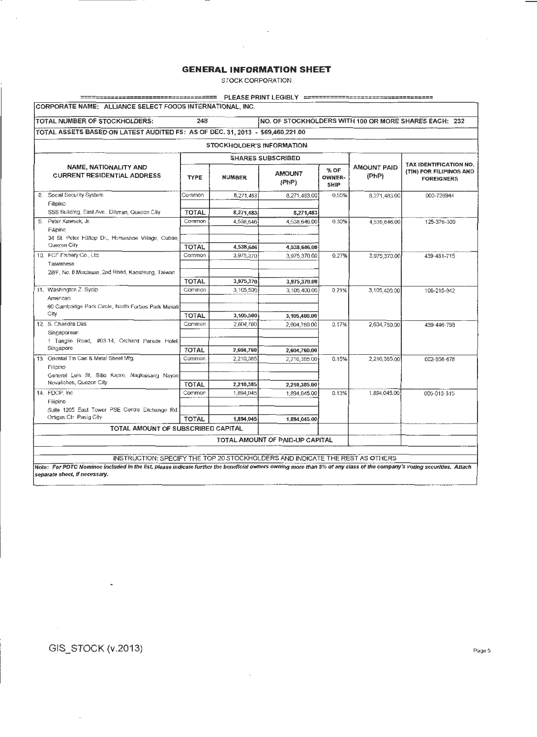# GENERAL INFORMATION SHEET

STOCK CORPORATION

PLEASE PRINT LEGIBLY

CORPORATE NAME: ALLIANCE SELECT FOODS INTERNATIONAL, INC.

TOTAL NUMBER OF STOCKHOLDERS: 248 | NO. OF STOCKHOLDERS WITH 100 OR MORE SHARES EACH: 232

TOTAL ASSETS BASED ON LATEST AUDITED FS: AS OF DEC. 31, 2013 - $69,460,221.00

**STOCKHOLDER'S INFORMATION**

| NAME, NATIONALITY AND CURRENT RESIDENTIAL ADDRESS | SHARES SUBSCRIBED | | | | AMOUNT PAID (PhP) | TAX IDENTIFICATION NO. (TIN) FOR FILIPINOS AND FOREIGNERS |
|---|---|---|---|---|---|---|
| | TYPE | NUMBER | AMOUNT (PhP) | % OF OWNER-SHIP | | |
| 8. Social Security System | Common | 8,271,483 | 8,271,483.00 | 0.55% | 8,271,483.00 | 000-728944 |
| Filipino | | | | | | |
| SSS Building, East Ave., Diliman, Quezon City | TOTAL | 8,271,483 | 8,271,483 | | | |
| 9. Peter Kawsek, Jr. | Common | 4,538,646 | 4,538,646.00 | 0.30% | 4,538,646.00 | 125-376-309 |
| Filipino | | | | | | |
| 34 St. Peter Hilltop Dr., Horseshoe Village, Cubao, Quezon City | TOTAL | 4,538,646 | 4,538,646.00 | | | |
| 10. FCF Fishery Co., Ltd. | Common | 3,975,370 | 3,975,370.00 | 0.27% | 3,975,370.00 | 439-481-715 |
| Taiwanese | | | | | | |
| 28/F, No. 8 Minchuan, 2nd Road, Kaoshiung, Taiwan | TOTAL | 3,975,370 | 3,975,370.00 | | | |
| 11. Washington Z. Sycip | Common | 3,105,500 | 3,105,400.00 | 0.21% | 3,105,400.00 | 106-215-942 |
| American | | | | | | |
| 60 Cambridge Park Circle, North Forbes Park Makati City | TOTAL | 3,105,500 | 3,105,400.00 | | | |
| 12. S. Chandra Das | Common | 2,604,760 | 2,604,760.00 | 0.17% | 2,604,760.00 | 439-446-798 |
| Singaporean | | | | | | |
| 1 Tanglin Road, #03-14, Orchard Parade Hotel, Singapore | TOTAL | 2,604,760 | 2,604,760.00 | | | |
| 13. Oriental Tin Can & Metal Sheet Mf'g. | Common | 2,210,385 | 2,210,385.00 | 0.15% | 2,210,385.00 | 002-856-676 |
| Filipino | | | | | | |
| General Luis St. Sitio Kapre, Nagkaisang Nayon Novaliches, Quezon City | TOTAL | 2,210,385 | 2,210,385.00 | | | |
| 14. FDCP, Inc. | Common | 1,894,045 | 1,894,045.00 | 0.13% | 1,894,045.00 | 005-013-315 |
| Filipino | | | | | | |
| Suite 1205 East Tower PSE Centre Exchange Rd. Ortigas Ctr. Pasig City | TOTAL | 1,894,045 | 1,894,045.00 | | | |
| TOTAL AMOUNT OF SUBSCRIBED CAPITAL | | | | | | |
| | | TOTAL AMOUNT OF PAID-UP CAPITAL | | | | |

INSTRUCTION: SPECIFY THE TOP 20 STOCKHOLDERS AND INDICATE THE REST AS OTHERS

*Note: For PDTC Nominee included in the list, please indicate further the beneficial owners owning more than 5% of any class of the company's voting securities. Attach separate sheet, if necessary.*

GIS_STOCK (v.2013)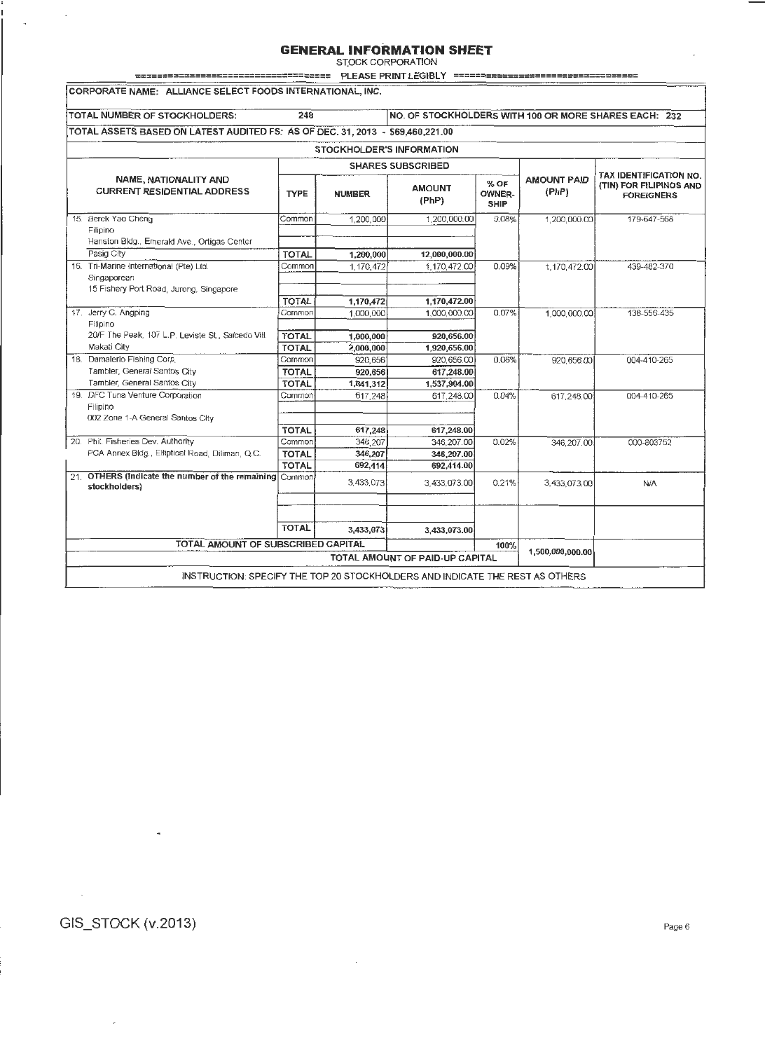# GENERAL INFORMATION SHEET

STOCK CORPORATION

PLEASE PRINT LEGIBLY

**CORPORATE NAME: ALLIANCE SELECT FOODS INTERNATIONAL, INC.**

**TOTAL NUMBER OF STOCKHOLDERS:** 248 | **NO. OF STOCKHOLDERS WITH 100 OR MORE SHARES EACH:** 232

**TOTAL ASSETS BASED ON LATEST AUDITED FS: AS OF DEC. 31, 2013 - $69,460,221.00**

**STOCKHOLDER'S INFORMATION**

| NAME, NATIONALITY AND CURRENT RESIDENTIAL ADDRESS | SHARES SUBSCRIBED | | | | AMOUNT PAID (PhP) | TAX IDENTIFICATION NO. (TIN) FOR FILIPINOS AND FOREIGNERS |
|---|---|---|---|---|---|---|
| | TYPE | NUMBER | AMOUNT (PhP) | % OF OWNER-SHIP | | |
| 15. Berck Yao Cheng<br>Filipino<br>Hanston Bldg., Emerald Ave., Ortigas Center<br>Pasig City | Common | 1,200,000 | 1,200,000.00 | 0.08% | 1,200,000.00 | 179-647-568 |
| | **TOTAL** | **1,200,000** | **12,000,000.00** | | | |
| 16. Tri-Marine International (Pte) Ltd.<br>Singaporean<br>15 Fishery Port Road, Jurong, Singapore | Common | 1,170,472 | 1,170,472.00 | 0.09% | 1,170,472.00 | 439-482-370 |
| | **TOTAL** | **1,170,472** | **1,170,472.00** | | | |
| 17. Jerry C. Angping<br>Filipino<br>20/F The Peak, 107 L.P. Leviste St., Salcedo Vill.<br>Makati City | Common | 1,000,000 | 1,000,000.00 | 0.07% | 1,000,000.00 | 138-556-435 |
| | **TOTAL** | **1,000,000** | **920,656.00** | | | |
| | **TOTAL** | **2,000,000** | **1,920,656.00** | | | |
| 18. Damalerio Fishing Corp.<br>Tambler, General Santos City<br>Tambler, General Santos City | Common | 920,656 | 920,656.00 | 0.06% | 920,656.00 | 004-410-265 |
| | **TOTAL** | **920,656** | **617,248.00** | | | |
| | **TOTAL** | **1,841,312** | **1,537,904.00** | | | |
| 19. DFC Tuna Venture Corporation<br>Filipino<br>002 Zone 1-A General Santos City | Common | 617,248 | 617,248.00 | 0.04% | 617,248.00 | 004-410-265 |
| | **TOTAL** | **617,248** | **617,248.00** | | | |
| 20. Phil. Fisheries Dev. Authority<br>PCA Annex Bldg., Elliptical Road, Diliman, Q.C. | Common | 346,207 | 346,207.00 | 0.02% | 346,207.00 | 000-803752 |
| | **TOTAL** | **346,207** | **346,207.00** | | | |
| | **TOTAL** | **692,414** | **692,414.00** | | | |
| 21. **OTHERS (Indicate the number of the remaining stockholders)** | Common | 3,433,073 | 3,433,073.00 | 0.21% | 3,433,073.00 | N/A |
| | **TOTAL** | **3,433,073** | **3,433,073.00** | | | |
| **TOTAL AMOUNT OF SUBSCRIBED CAPITAL** | | | | **100%** | **1,500,000,000.00** | |
| | | | **TOTAL AMOUNT OF PAID-UP CAPITAL** | | | |

INSTRUCTION: SPECIFY THE TOP 20 STOCKHOLDERS AND INDICATE THE REST AS OTHERS

GIS_STOCK (v.2013)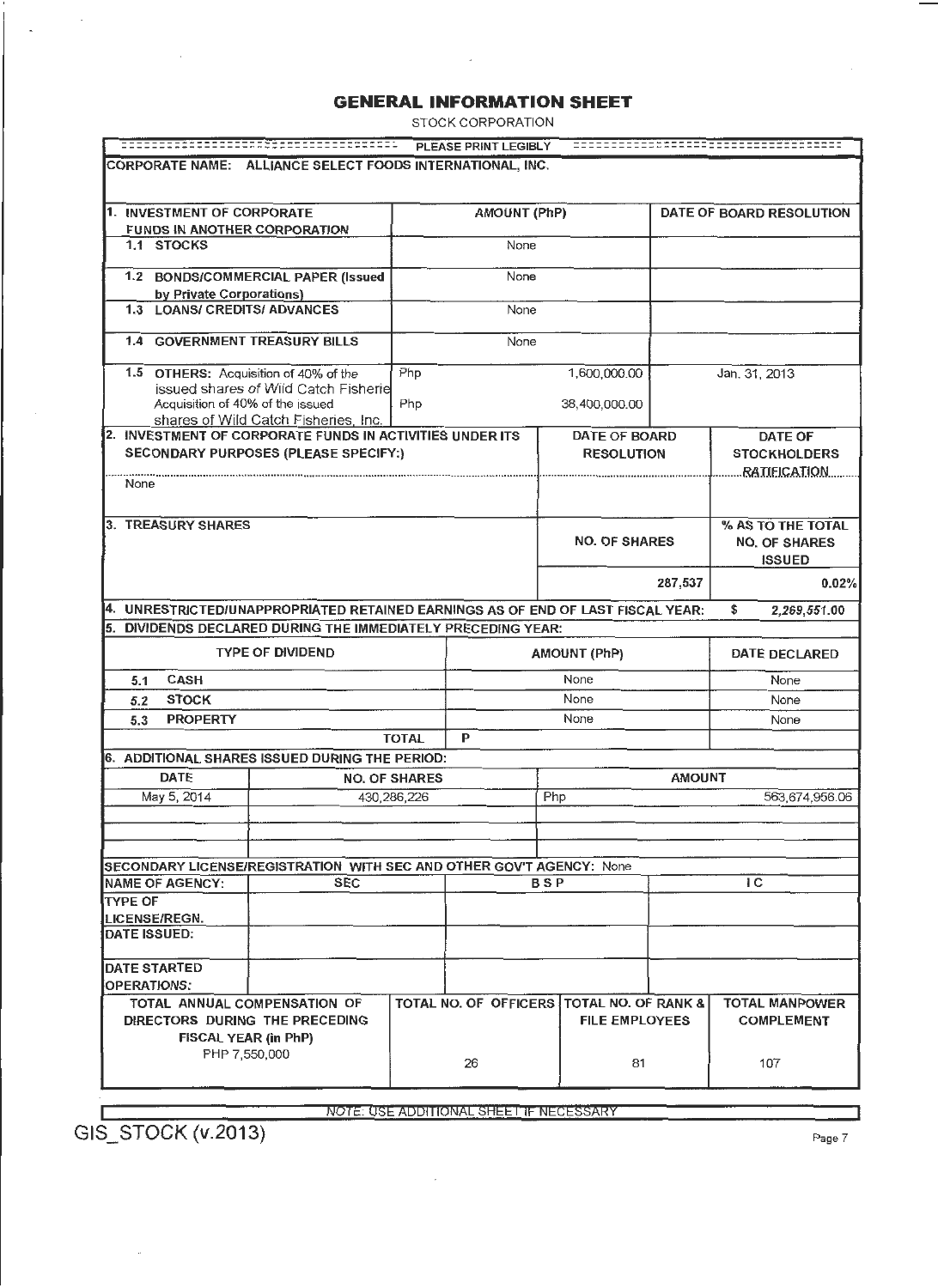# GENERAL INFORMATION SHEET

STOCK CORPORATION

PLEASE PRINT LEGIBLY

**CORPORATE NAME:** ALLIANCE SELECT FOODS INTERNATIONAL, INC.

| 1. INVESTMENT OF CORPORATE FUNDS IN ANOTHER CORPORATION | AMOUNT (PhP) | DATE OF BOARD RESOLUTION |
|---|---|---|
| 1.1 STOCKS | None | |
| 1.2 BONDS/COMMERCIAL PAPER (Issued by Private Corporations) | None | |
| 1.3 LOANS/ CREDITS/ ADVANCES | None | |
| 1.4 GOVERNMENT TREASURY BILLS | None | |
| 1.5 OTHERS: Acquisition of 40% of the issued shares of Wild Catch Fisherie | Php 1,600,000.00 | Jan. 31, 2013 |
| Acquisition of 40% of the issued shares of Wild Catch Fisheries, Inc. | Php 38,400,000.00 | |

| 2. INVESTMENT OF CORPORATE FUNDS IN ACTIVITIES UNDER ITS SECONDARY PURPOSES (PLEASE SPECIFY:) | DATE OF BOARD RESOLUTION | DATE OF STOCKHOLDERS RATIFICATION |
|---|---|---|
| None | | |

| 3. TREASURY SHARES | NO. OF SHARES | % AS TO THE TOTAL NO. OF SHARES ISSUED |
|---|---|---|
| | 287,537 | 0.02% |

4. UNRESTRICTED/UNAPPROPRIATED RETAINED EARNINGS AS OF END OF LAST FISCAL YEAR: $ 2,269,551.00

5. DIVIDENDS DECLARED DURING THE IMMEDIATELY PRECEDING YEAR:

| TYPE OF DIVIDEND | AMOUNT (PhP) | DATE DECLARED |
|---|---|---|
| 5.1 CASH | None | None |
| 5.2 STOCK | None | None |
| 5.3 PROPERTY | None | None |
| TOTAL | P | |

6. ADDITIONAL SHARES ISSUED DURING THE PERIOD:

| DATE | NO. OF SHARES | AMOUNT |
|---|---|---|
| May 5, 2014 | 430,286,226 | Php 563,674,956.06 |
| | | |
| | | |
| | | |

SECONDARY LICENSE/REGISTRATION WITH SEC AND OTHER GOV'T AGENCY: None

| NAME OF AGENCY: | SEC | BSP | IC |
|---|---|---|---|
| TYPE OF LICENSE/REGN. | | | |
| DATE ISSUED: | | | |
| DATE STARTED OPERATIONS: | | | |

| TOTAL ANNUAL COMPENSATION OF DIRECTORS DURING THE PRECEDING FISCAL YEAR (in PhP) | TOTAL NO. OF OFFICERS | TOTAL NO. OF RANK & FILE EMPLOYEES | TOTAL MANPOWER COMPLEMENT |
|---|---|---|---|
| PHP 7,550,000 | 26 | 81 | 107 |

NOTE: USE ADDITIONAL SHEET IF NECESSARY

GIS_STOCK (v.2013)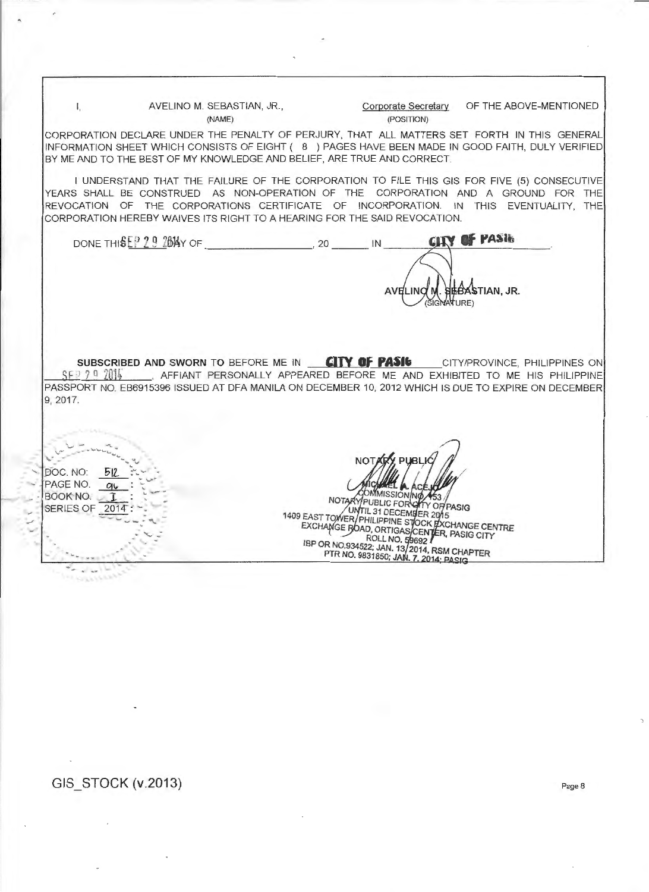I, AVELINO M. SEBASTIAN, JR., (NAME) Corporate Secretary (POSITION) OF THE ABOVE-MENTIONED CORPORATION DECLARE UNDER THE PENALTY OF PERJURY, THAT ALL MATTERS SET FORTH IN THIS GENERAL INFORMATION SHEET WHICH CONSISTS OF EIGHT ( 8 ) PAGES HAVE BEEN MADE IN GOOD FAITH, DULY VERIFIED BY ME AND TO THE BEST OF MY KNOWLEDGE AND BELIEF, ARE TRUE AND CORRECT.

I UNDERSTAND THAT THE FAILURE OF THE CORPORATION TO FILE THIS GIS FOR FIVE (5) CONSECUTIVE YEARS SHALL BE CONSTRUED AS NON-OPERATION OF THE CORPORATION AND A GROUND FOR THE REVOCATION OF THE CORPORATIONS CERTIFICATE OF INCORPORATION. IN THIS EVENTUALITY, THE CORPORATION HEREBY WAIVES ITS RIGHT TO A HEARING FOR THE SAID REVOCATION.

DONE THIS SEP 29 2014 DAY OF \_\_\_\_\_\_\_\_\_\_, 20 \_\_\_\_ IN CITY OF PASIG.

AVELINO M. SEBASTIAN, JR.
(SIGNATURE)

**SUBSCRIBED AND SWORN** TO BEFORE ME IN **CITY OF PASIG** CITY/PROVINCE, PHILIPPINES ON SEP 29 2014, AFFIANT PERSONALLY APPEARED BEFORE ME AND EXHIBITED TO ME HIS PHILIPPINE PASSPORT NO. EB6915396 ISSUED AT DFA MANILA ON DECEMBER 10, 2012 WHICH IS DUE TO EXPIRE ON DECEMBER 9, 2017.

DOC. NO: 512
PAGE NO. 96
BOOK NO. I
SERIES OF 2014

NOTARY PUBLIC
MICHAEL A. ACEJO
COMMISSION NO. 153
NOTARY PUBLIC FOR CITY OF PASIG
UNTIL 31 DECEMBER 2015
1409 EAST TOWER, PHILIPPINE STOCK EXCHANGE CENTRE
EXCHANGE ROAD, ORTIGAS CENTER, PASIG CITY
ROLL NO. 59692
IBP OR NO.934522; JAN. 13, 2014, RSM CHAPTER
PTR NO. 9831850; JAN. 7, 2014; PASIG

GIS_STOCK (v.2013)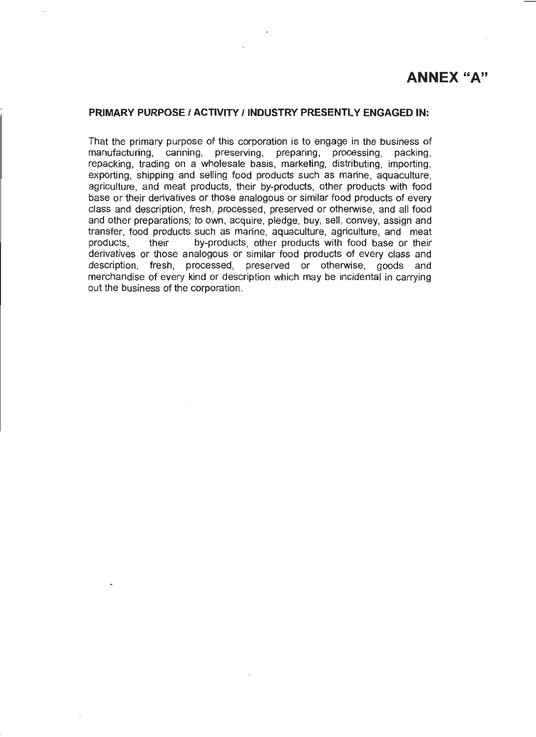# ANNEX "A"

**PRIMARY PURPOSE / ACTIVITY / INDUSTRY PRESENTLY ENGAGED IN:**

That the primary purpose of this corporation is to engage in the business of manufacturing, canning, preserving, preparing, processing, packing, repacking, trading on a wholesale basis, marketing, distributing, importing, exporting, shipping and selling food products such as marine, aquaculture, agriculture, and meat products, their by-products, other products with food base or their derivatives or those analogous or similar food products of every class and description, fresh, processed, preserved or otherwise, and all food and other preparations; to own, acquire, pledge, buy, sell, convey, assign and transfer, food products such as marine, aquaculture, agriculture, and meat products, their by-products, other products with food base or their derivatives or those analogous or similar food products of every class and description, fresh, processed, preserved or otherwise, goods and merchandise of every kind or description which may be incidental in carrying out the business of the corporation.